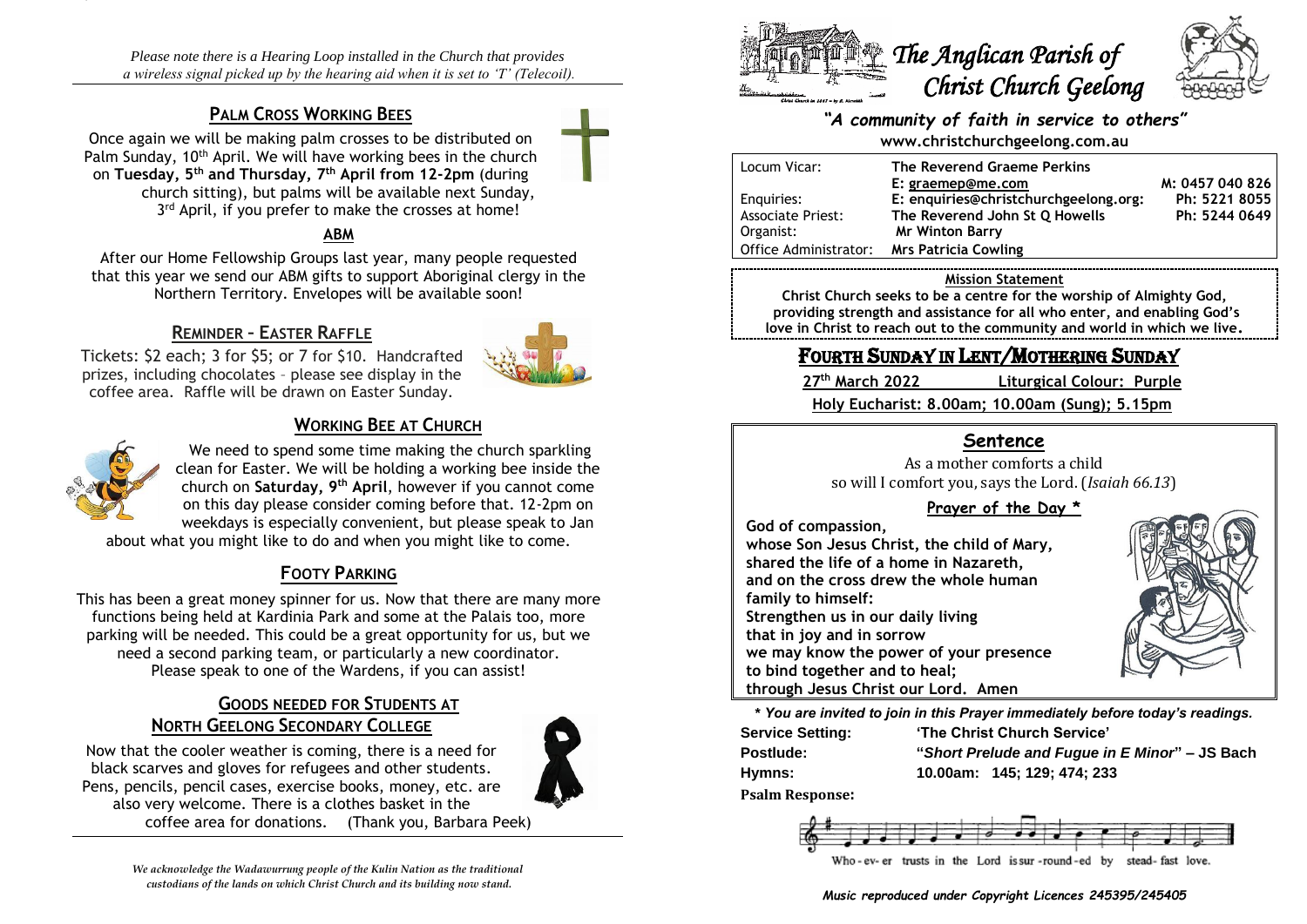*Please note there is a Hearing Loop installed in the Church that provides a wireless signal picked up by the hearing aid when it is set to 'T' (Telecoil).*

## PALM CROSS WORKING BEES

Once again we will be making palm crosses to be distributed on Palm Sunday, 10th April. We will have working bees in the church on **Tuesday, 5th and Thursday, 7th April from 12-2pm** (during church sitting), but palms will be available next Sunday, 3rd April, if you prefer to make the crosses at home!

## ABM

After our Home Fellowship Groups last year, many people requested that this year we send our ABM gifts to support Aboriginal clergy in the Northern Territory. Envelopes will be available soon!

## REMINDER – EASTER RAFFLE

Tickets: $2 each; 3 for $5; or 7 for $10. Handcrafted prizes, including chocolates – please see display in the coffee area. Raffle will be drawn on Easter Sunday.

## WORKING BEE AT CHURCH

We need to spend some time making the church sparkling clean for Easter. We will be holding a working bee inside the church on **Saturday, 9th April**, however if you cannot come on this day please consider coming before that. 12-2pm on weekdays is especially convenient, but please speak to Jan about what you might like to do and when you might like to come.

## FOOTY PARKING

This has been a great money spinner for us. Now that there are many more functions being held at Kardinia Park and some at the Palais too, more parking will be needed. This could be a great opportunity for us, but we need a second parking team, or particularly a new coordinator. Please speak to one of the Wardens, if you can assist!

## GOODS NEEDED FOR STUDENTS AT NORTH GEELONG SECONDARY COLLEGE

Now that the cooler weather is coming, there is a need for black scarves and gloves for refugees and other students. Pens, pencils, pencil cases, exercise books, money, etc. are also very welcome. There is a clothes basket in the coffee area for donations. (Thank you, Barbara Peek)

*We acknowledge the Wadawurrung people of the Kulin Nation as the traditional custodians of the lands on which Christ Church and its building now stand.*

# The Anglican Parish of Christ Church Geelong

***"A community of faith in service to others"***

**www.christchurchgeelong.com.au**

| | | |
|---|---|---|
| Locum Vicar: | **The Reverend Graeme Perkins** | |
| | **E: graemep@me.com** | **M: 0457 040 826** |
| Enquiries: | **E: enquiries@christchurchgeelong.org:** | **Ph: 5221 8055** |
| Associate Priest: | **The Reverend John St Q Howells** | **Ph: 5244 0649** |
| Organist: | **Mr Winton Barry** | |
| Office Administrator: | **Mrs Patricia Cowling** | |

**Mission Statement**

**Christ Church seeks to be a centre for the worship of Almighty God, providing strength and assistance for all who enter, and enabling God's love in Christ to reach out to the community and world in which we live.**

## FOURTH SUNDAY IN LENT/MOTHERING SUNDAY

**27th March 2022** **Liturgical Colour: Purple**

**Holy Eucharist: 8.00am; 10.00am (Sung); 5.15pm**

### Sentence

As a mother comforts a child
so will I comfort you, says the Lord. (*Isaiah 66.13*)

### Prayer of the Day *

**God of compassion,
whose Son Jesus Christ, the child of Mary,
shared the life of a home in Nazareth,
and on the cross drew the whole human family to himself:
Strengthen us in our daily living
that in joy and in sorrow
we may know the power of your presence
to bind together and to heal;
through Jesus Christ our Lord. Amen**

***\* You are invited to join in this Prayer immediately before today's readings.***

| | |
|---|---|
| **Service Setting:** | **'The Christ Church Service'** |
| **Postlude:** | **"*Short Prelude and Fugue in E Minor*" – JS Bach** |
| **Hymns:** | **10.00am: 145; 129; 474; 233** |

**Psalm Response:**

Who-ev-er trusts in the Lord is sur-round-ed by stead-fast love.

***Music reproduced under Copyright Licences 245395/245405***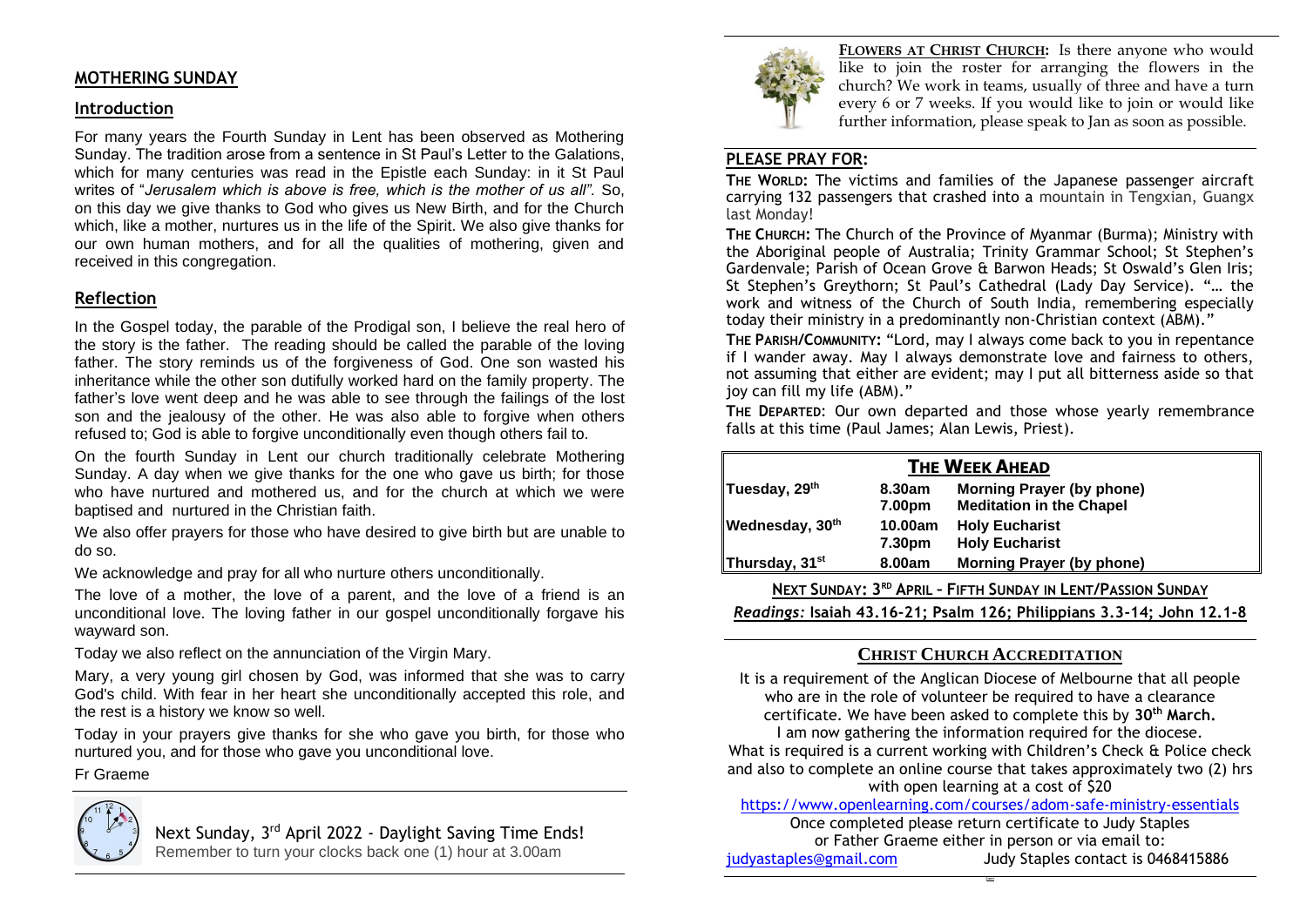## MOTHERING SUNDAY

### Introduction

For many years the Fourth Sunday in Lent has been observed as Mothering Sunday. The tradition arose from a sentence in St Paul's Letter to the Galatians, which for many centuries was read in the Epistle each Sunday: in it St Paul writes of "*Jerusalem which is above is free, which is the mother of us all".* So, on this day we give thanks to God who gives us New Birth, and for the Church which, like a mother, nurtures us in the life of the Spirit. We also give thanks for our own human mothers, and for all the qualities of mothering, given and received in this congregation.

### Reflection

In the Gospel today, the parable of the Prodigal son, I believe the real hero of the story is the father. The reading should be called the parable of the loving father. The story reminds us of the forgiveness of God. One son wasted his inheritance while the other son dutifully worked hard on the family property. The father's love went deep and he was able to see through the failings of the lost son and the jealousy of the other. He was also able to forgive when others refused to; God is able to forgive unconditionally even though others fail to.

On the fourth Sunday in Lent our church traditionally celebrate Mothering Sunday. A day when we give thanks for the one who gave us birth; for those who have nurtured and mothered us, and for the church at which we were baptised and nurtured in the Christian faith.

We also offer prayers for those who have desired to give birth but are unable to do so.

We acknowledge and pray for all who nurture others unconditionally.

The love of a mother, the love of a parent, and the love of a friend is an unconditional love. The loving father in our gospel unconditionally forgave his wayward son.

Today we also reflect on the annunciation of the Virgin Mary.

Mary, a very young girl chosen by God, was informed that she was to carry God's child. With fear in her heart she unconditionally accepted this role, and the rest is a history we know so well.

Today in your prayers give thanks for she who gave you birth, for those who nurtured you, and for those who gave you unconditional love.

Fr Graeme

Next Sunday, 3rd April 2022 - Daylight Saving Time Ends!
Remember to turn your clocks back one (1) hour at 3.00am

**FLOWERS AT CHRIST CHURCH:** Is there anyone who would like to join the roster for arranging the flowers in the church? We work in teams, usually of three and have a turn every 6 or 7 weeks. If you would like to join or would like further information, please speak to Jan as soon as possible.

## PLEASE PRAY FOR:

**THE WORLD:** The victims and families of the Japanese passenger aircraft carrying 132 passengers that crashed into a mountain in Tengxian, Guangx last Monday!

**THE CHURCH:** The Church of the Province of Myanmar (Burma); Ministry with the Aboriginal people of Australia; Trinity Grammar School; St Stephen's Gardenvale; Parish of Ocean Grove & Barwon Heads; St Oswald's Glen Iris; St Stephen's Greythorn; St Paul's Cathedral (Lady Day Service). "… the work and witness of the Church of South India, remembering especially today their ministry in a predominantly non-Christian context (ABM)."

**THE PARISH/COMMUNITY:** "Lord, may I always come back to you in repentance if I wander away. May I always demonstrate love and fairness to others, not assuming that either are evident; may I put all bitterness aside so that joy can fill my life (ABM)."

**THE DEPARTED**: Our own departed and those whose yearly remembrance falls at this time (Paul James; Alan Lewis, Priest).

## THE WEEK AHEAD

| | | |
|---|---|---|
| Tuesday, 29th | 8.30am<br>7.00pm | **Morning Prayer (by phone)**<br>**Meditation in the Chapel** |
| Wednesday, 30th | 10.00am<br>7.30pm | **Holy Eucharist**<br>**Holy Eucharist** |
| Thursday, 31st | 8.00am | **Morning Prayer (by phone)** |

**NEXT SUNDAY: 3RD APRIL – FIFTH SUNDAY IN LENT/PASSION SUNDAY**

***Readings:*** **Isaiah 43.16-21; Psalm 126; Philippians 3.3-14; John 12.1-8**

## CHRIST CHURCH ACCREDITATION

It is a requirement of the Anglican Diocese of Melbourne that all people who are in the role of volunteer be required to have a clearance certificate. We have been asked to complete this by **30th March.**
I am now gathering the information required for the diocese.
What is required is a current working with Children's Check & Police check and also to complete an online course that takes approximately two (2) hrs with open learning at a cost of $20

https://www.openlearning.com/courses/adom-safe-ministry-essentials

Once completed please return certificate to Judy Staples or Father Graeme either in person or via email to:
judyastaples@gmail.com Judy Staples contact is 0468415886